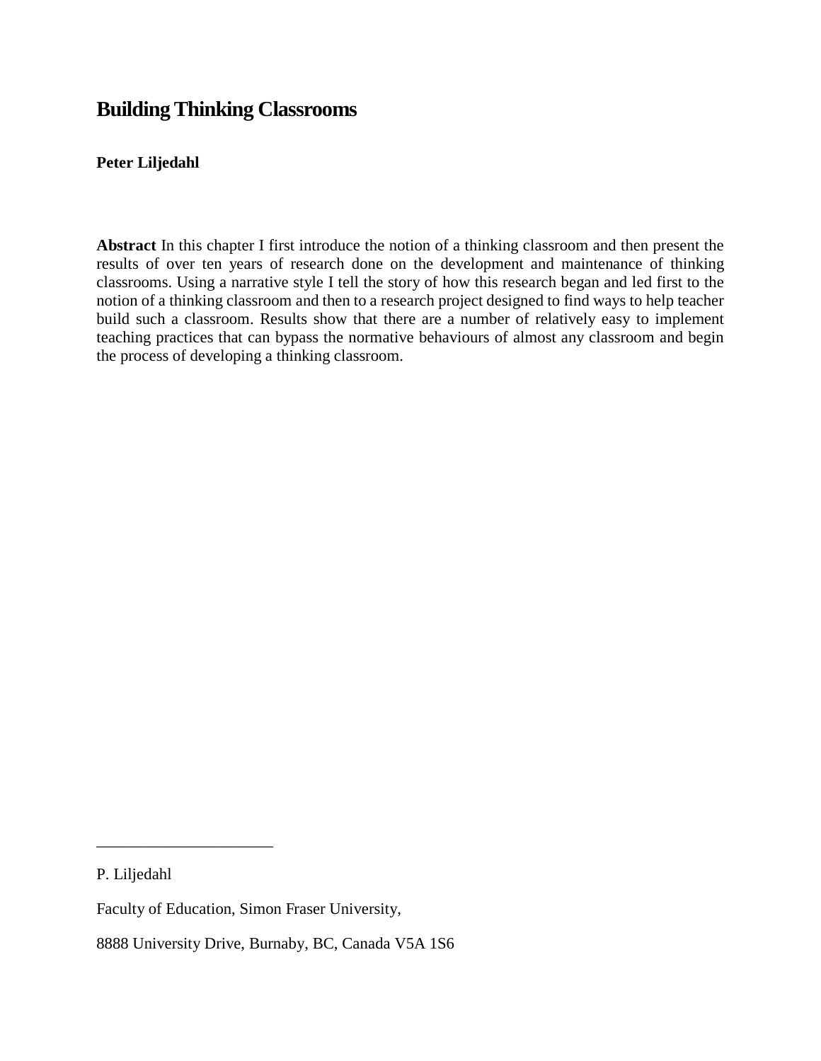# Building Thinking Classrooms

**Peter Liljedahl**

**Abstract** In this chapter I first introduce the notion of a thinking classroom and then present the results of over ten years of research done on the development and maintenance of thinking classrooms. Using a narrative style I tell the story of how this research began and led first to the notion of a thinking classroom and then to a research project designed to find ways to help teacher build such a classroom. Results show that there are a number of relatively easy to implement teaching practices that can bypass the normative behaviours of almost any classroom and begin the process of developing a thinking classroom.

---

P. Liljedahl

Faculty of Education, Simon Fraser University,

8888 University Drive, Burnaby, BC, Canada V5A 1S6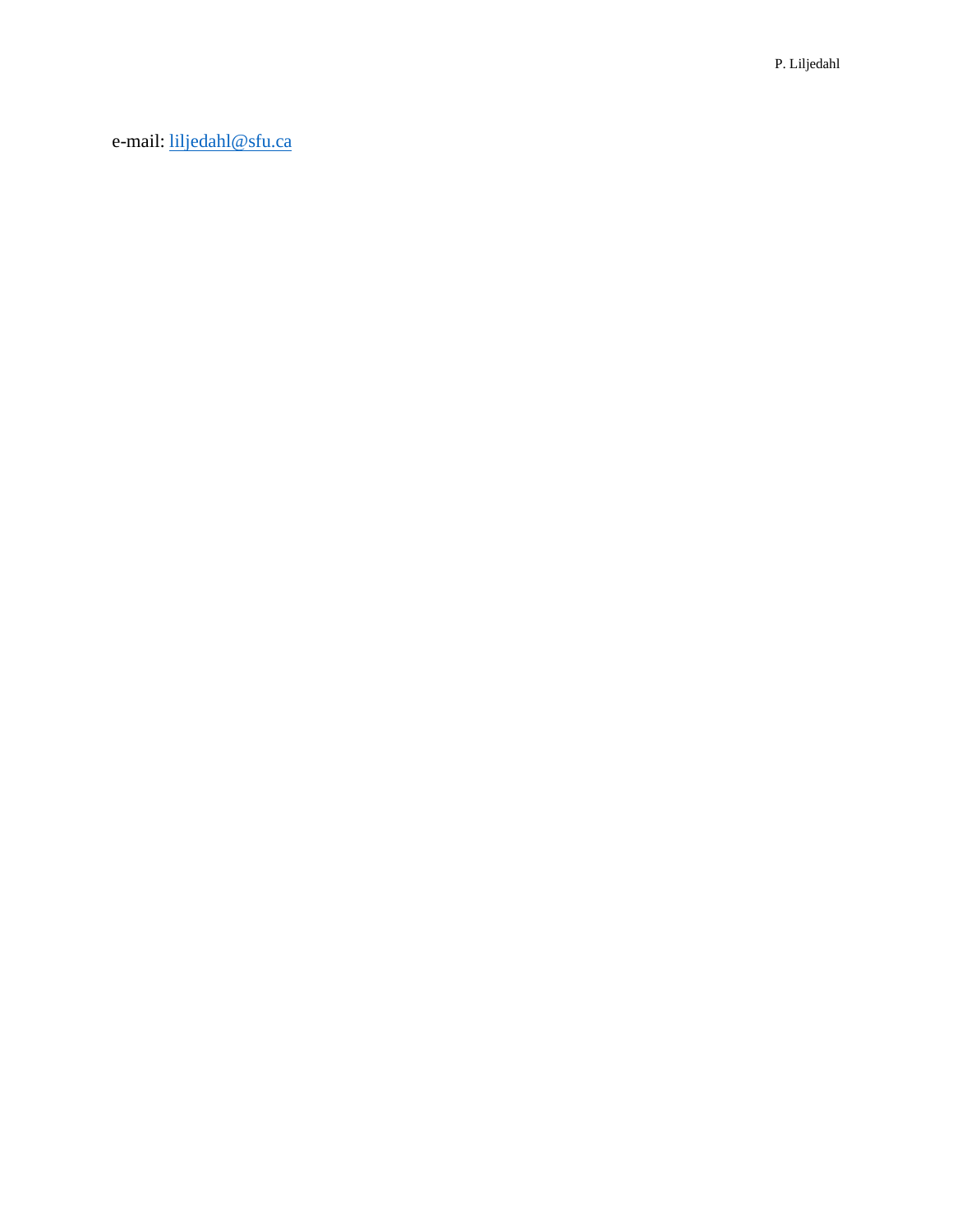e-mail: [liljedahl@sfu.ca](mailto:liljedahl@sfu.ca)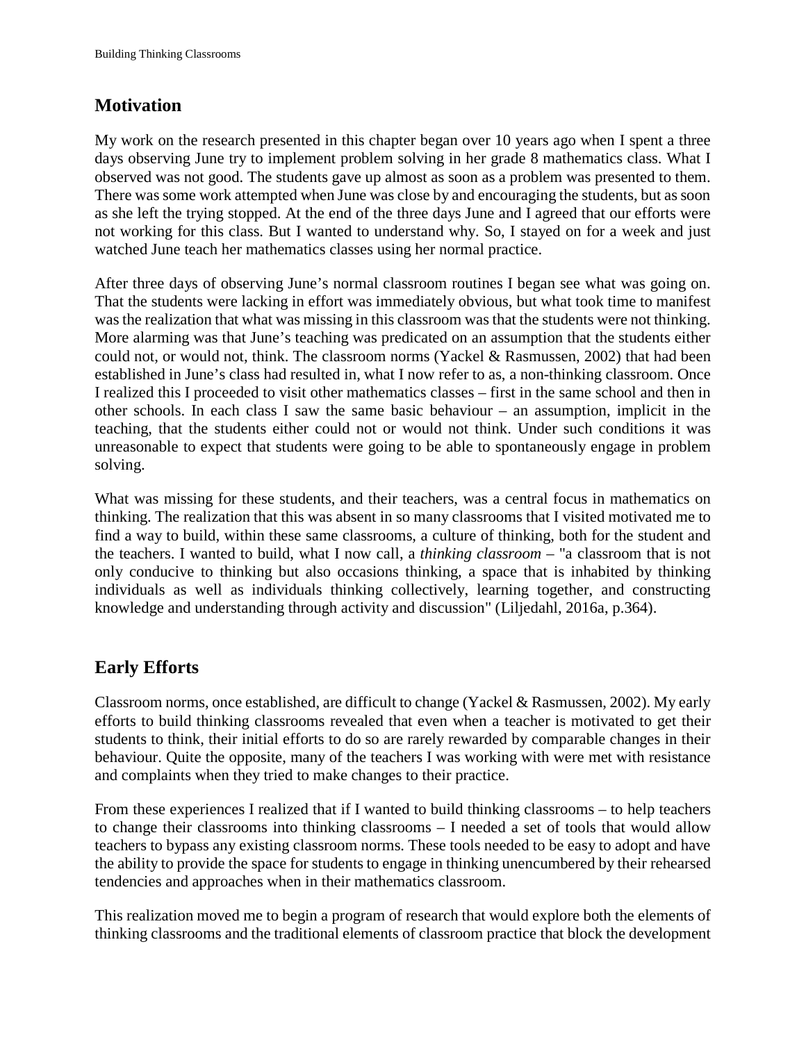## Motivation

My work on the research presented in this chapter began over 10 years ago when I spent a three days observing June try to implement problem solving in her grade 8 mathematics class. What I observed was not good. The students gave up almost as soon as a problem was presented to them. There was some work attempted when June was close by and encouraging the students, but as soon as she left the trying stopped. At the end of the three days June and I agreed that our efforts were not working for this class. But I wanted to understand why. So, I stayed on for a week and just watched June teach her mathematics classes using her normal practice.

After three days of observing June's normal classroom routines I began see what was going on. That the students were lacking in effort was immediately obvious, but what took time to manifest was the realization that what was missing in this classroom was that the students were not thinking. More alarming was that June's teaching was predicated on an assumption that the students either could not, or would not, think. The classroom norms (Yackel & Rasmussen, 2002) that had been established in June's class had resulted in, what I now refer to as, a non-thinking classroom. Once I realized this I proceeded to visit other mathematics classes – first in the same school and then in other schools. In each class I saw the same basic behaviour – an assumption, implicit in the teaching, that the students either could not or would not think. Under such conditions it was unreasonable to expect that students were going to be able to spontaneously engage in problem solving.

What was missing for these students, and their teachers, was a central focus in mathematics on thinking. The realization that this was absent in so many classrooms that I visited motivated me to find a way to build, within these same classrooms, a culture of thinking, both for the student and the teachers. I wanted to build, what I now call, a *thinking classroom* – "a classroom that is not only conducive to thinking but also occasions thinking, a space that is inhabited by thinking individuals as well as individuals thinking collectively, learning together, and constructing knowledge and understanding through activity and discussion" (Liljedahl, 2016a, p.364).

## Early Efforts

Classroom norms, once established, are difficult to change (Yackel & Rasmussen, 2002). My early efforts to build thinking classrooms revealed that even when a teacher is motivated to get their students to think, their initial efforts to do so are rarely rewarded by comparable changes in their behaviour. Quite the opposite, many of the teachers I was working with were met with resistance and complaints when they tried to make changes to their practice.

From these experiences I realized that if I wanted to build thinking classrooms – to help teachers to change their classrooms into thinking classrooms – I needed a set of tools that would allow teachers to bypass any existing classroom norms. These tools needed to be easy to adopt and have the ability to provide the space for students to engage in thinking unencumbered by their rehearsed tendencies and approaches when in their mathematics classroom.

This realization moved me to begin a program of research that would explore both the elements of thinking classrooms and the traditional elements of classroom practice that block the development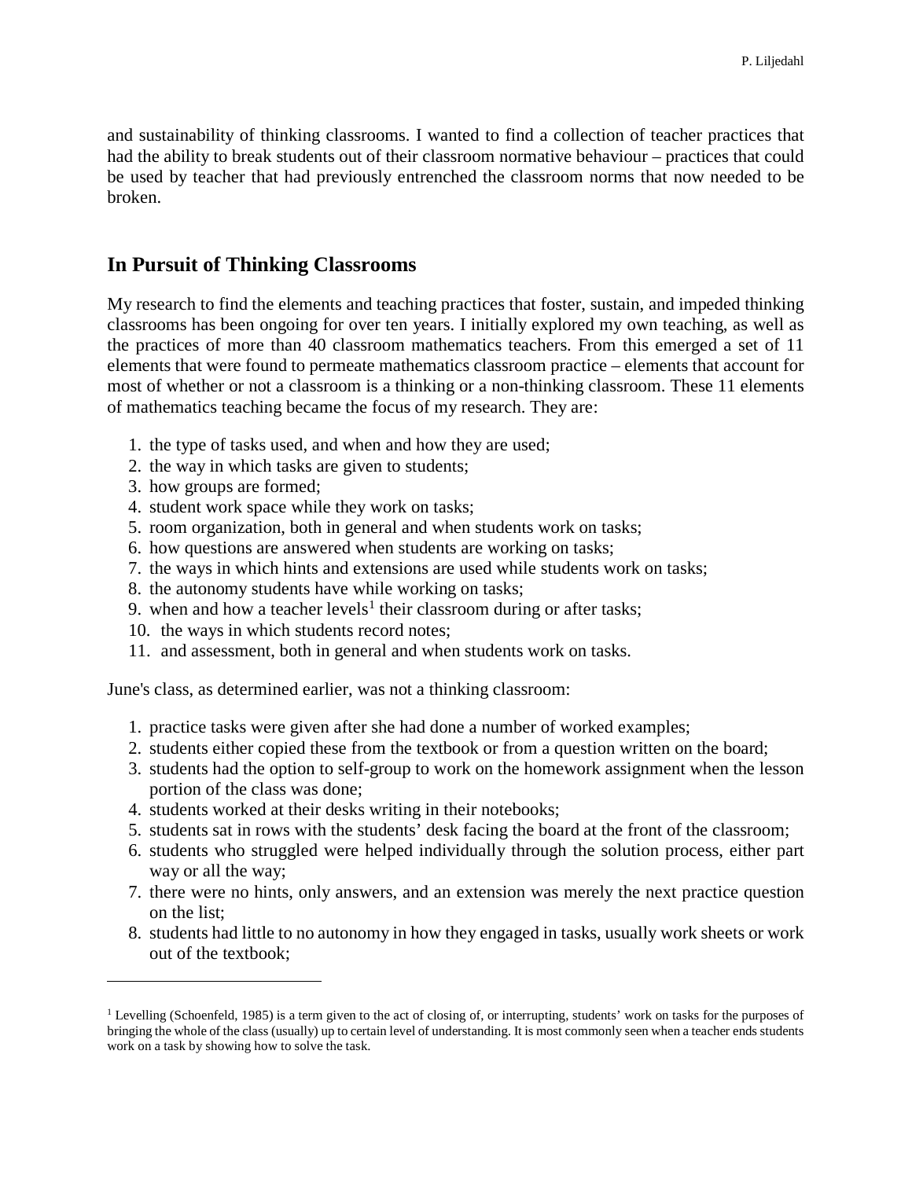and sustainability of thinking classrooms. I wanted to find a collection of teacher practices that had the ability to break students out of their classroom normative behaviour – practices that could be used by teacher that had previously entrenched the classroom norms that now needed to be broken.

## In Pursuit of Thinking Classrooms

My research to find the elements and teaching practices that foster, sustain, and impeded thinking classrooms has been ongoing for over ten years. I initially explored my own teaching, as well as the practices of more than 40 classroom mathematics teachers. From this emerged a set of 11 elements that were found to permeate mathematics classroom practice – elements that account for most of whether or not a classroom is a thinking or a non-thinking classroom. These 11 elements of mathematics teaching became the focus of my research. They are:

1. the type of tasks used, and when and how they are used;
2. the way in which tasks are given to students;
3. how groups are formed;
4. student work space while they work on tasks;
5. room organization, both in general and when students work on tasks;
6. how questions are answered when students are working on tasks;
7. the ways in which hints and extensions are used while students work on tasks;
8. the autonomy students have while working on tasks;
9. when and how a teacher levels[1] their classroom during or after tasks;
10. the ways in which students record notes;
11. and assessment, both in general and when students work on tasks.

June's class, as determined earlier, was not a thinking classroom:

1. practice tasks were given after she had done a number of worked examples;
2. students either copied these from the textbook or from a question written on the board;
3. students had the option to self-group to work on the homework assignment when the lesson portion of the class was done;
4. students worked at their desks writing in their notebooks;
5. students sat in rows with the students' desk facing the board at the front of the classroom;
6. students who struggled were helped individually through the solution process, either part way or all the way;
7. there were no hints, only answers, and an extension was merely the next practice question on the list;
8. students had little to no autonomy in how they engaged in tasks, usually work sheets or work out of the textbook;

[1] Levelling (Schoenfeld, 1985) is a term given to the act of closing of, or interrupting, students' work on tasks for the purposes of bringing the whole of the class (usually) up to certain level of understanding. It is most commonly seen when a teacher ends students work on a task by showing how to solve the task.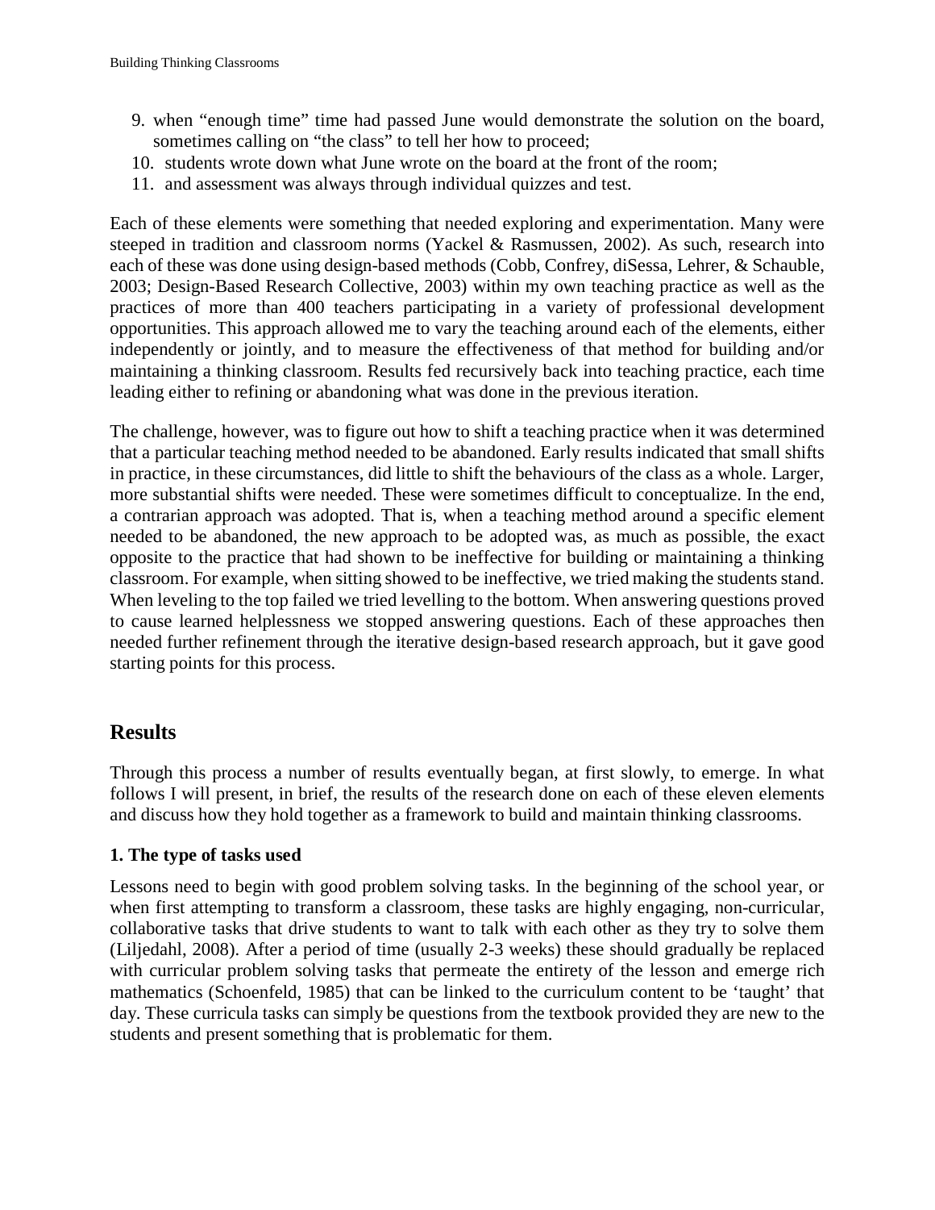9. when "enough time" time had passed June would demonstrate the solution on the board, sometimes calling on "the class" to tell her how to proceed;
10. students wrote down what June wrote on the board at the front of the room;
11. and assessment was always through individual quizzes and test.

Each of these elements were something that needed exploring and experimentation. Many were steeped in tradition and classroom norms (Yackel & Rasmussen, 2002). As such, research into each of these was done using design-based methods (Cobb, Confrey, diSessa, Lehrer, & Schauble, 2003; Design-Based Research Collective, 2003) within my own teaching practice as well as the practices of more than 400 teachers participating in a variety of professional development opportunities. This approach allowed me to vary the teaching around each of the elements, either independently or jointly, and to measure the effectiveness of that method for building and/or maintaining a thinking classroom. Results fed recursively back into teaching practice, each time leading either to refining or abandoning what was done in the previous iteration.

The challenge, however, was to figure out how to shift a teaching practice when it was determined that a particular teaching method needed to be abandoned. Early results indicated that small shifts in practice, in these circumstances, did little to shift the behaviours of the class as a whole. Larger, more substantial shifts were needed. These were sometimes difficult to conceptualize. In the end, a contrarian approach was adopted. That is, when a teaching method around a specific element needed to be abandoned, the new approach to be adopted was, as much as possible, the exact opposite to the practice that had shown to be ineffective for building or maintaining a thinking classroom. For example, when sitting showed to be ineffective, we tried making the students stand. When leveling to the top failed we tried levelling to the bottom. When answering questions proved to cause learned helplessness we stopped answering questions. Each of these approaches then needed further refinement through the iterative design-based research approach, but it gave good starting points for this process.

## Results

Through this process a number of results eventually began, at first slowly, to emerge. In what follows I will present, in brief, the results of the research done on each of these eleven elements and discuss how they hold together as a framework to build and maintain thinking classrooms.

### 1. The type of tasks used

Lessons need to begin with good problem solving tasks. In the beginning of the school year, or when first attempting to transform a classroom, these tasks are highly engaging, non-curricular, collaborative tasks that drive students to want to talk with each other as they try to solve them (Liljedahl, 2008). After a period of time (usually 2-3 weeks) these should gradually be replaced with curricular problem solving tasks that permeate the entirety of the lesson and emerge rich mathematics (Schoenfeld, 1985) that can be linked to the curriculum content to be 'taught' that day. These curricula tasks can simply be questions from the textbook provided they are new to the students and present something that is problematic for them.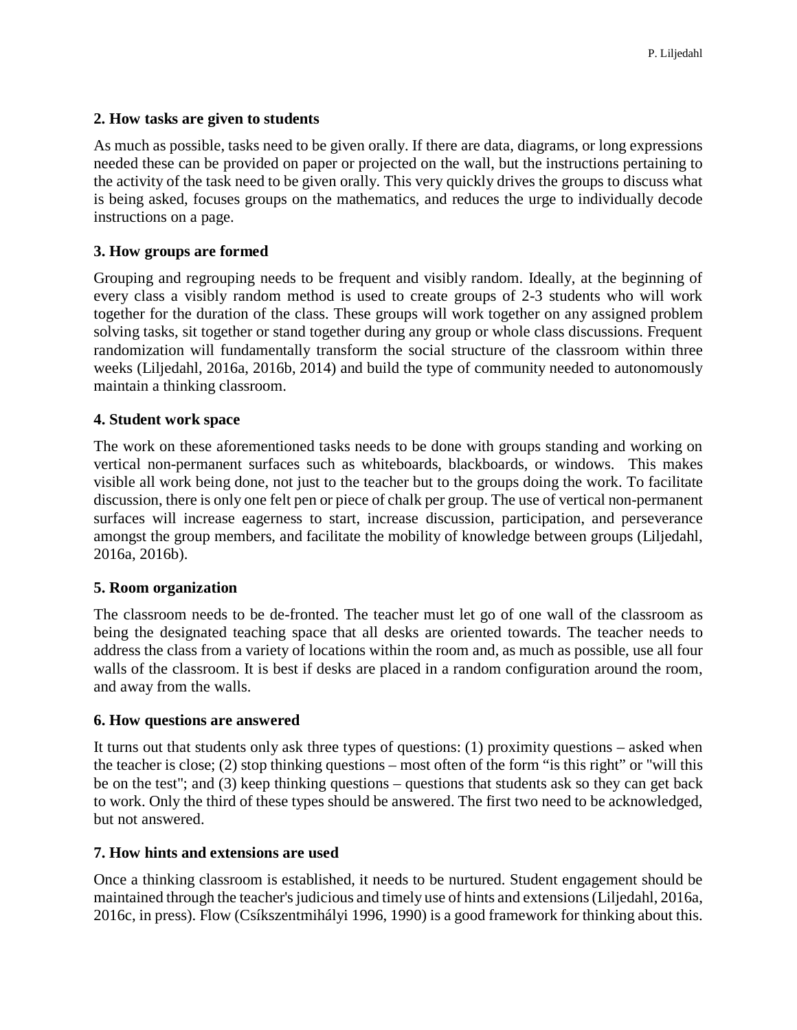**2. How tasks are given to students**

As much as possible, tasks need to be given orally. If there are data, diagrams, or long expressions needed these can be provided on paper or projected on the wall, but the instructions pertaining to the activity of the task need to be given orally. This very quickly drives the groups to discuss what is being asked, focuses groups on the mathematics, and reduces the urge to individually decode instructions on a page.

**3. How groups are formed**

Grouping and regrouping needs to be frequent and visibly random. Ideally, at the beginning of every class a visibly random method is used to create groups of 2-3 students who will work together for the duration of the class. These groups will work together on any assigned problem solving tasks, sit together or stand together during any group or whole class discussions. Frequent randomization will fundamentally transform the social structure of the classroom within three weeks (Liljedahl, 2016a, 2016b, 2014) and build the type of community needed to autonomously maintain a thinking classroom.

**4. Student work space**

The work on these aforementioned tasks needs to be done with groups standing and working on vertical non-permanent surfaces such as whiteboards, blackboards, or windows. This makes visible all work being done, not just to the teacher but to the groups doing the work. To facilitate discussion, there is only one felt pen or piece of chalk per group. The use of vertical non-permanent surfaces will increase eagerness to start, increase discussion, participation, and perseverance amongst the group members, and facilitate the mobility of knowledge between groups (Liljedahl, 2016a, 2016b).

**5. Room organization**

The classroom needs to be de-fronted. The teacher must let go of one wall of the classroom as being the designated teaching space that all desks are oriented towards. The teacher needs to address the class from a variety of locations within the room and, as much as possible, use all four walls of the classroom. It is best if desks are placed in a random configuration around the room, and away from the walls.

**6. How questions are answered**

It turns out that students only ask three types of questions: (1) proximity questions – asked when the teacher is close; (2) stop thinking questions – most often of the form "is this right" or "will this be on the test"; and (3) keep thinking questions – questions that students ask so they can get back to work. Only the third of these types should be answered. The first two need to be acknowledged, but not answered.

**7. How hints and extensions are used**

Once a thinking classroom is established, it needs to be nurtured. Student engagement should be maintained through the teacher's judicious and timely use of hints and extensions (Liljedahl, 2016a, 2016c, in press). Flow (Csíkszentmihályi 1996, 1990) is a good framework for thinking about this.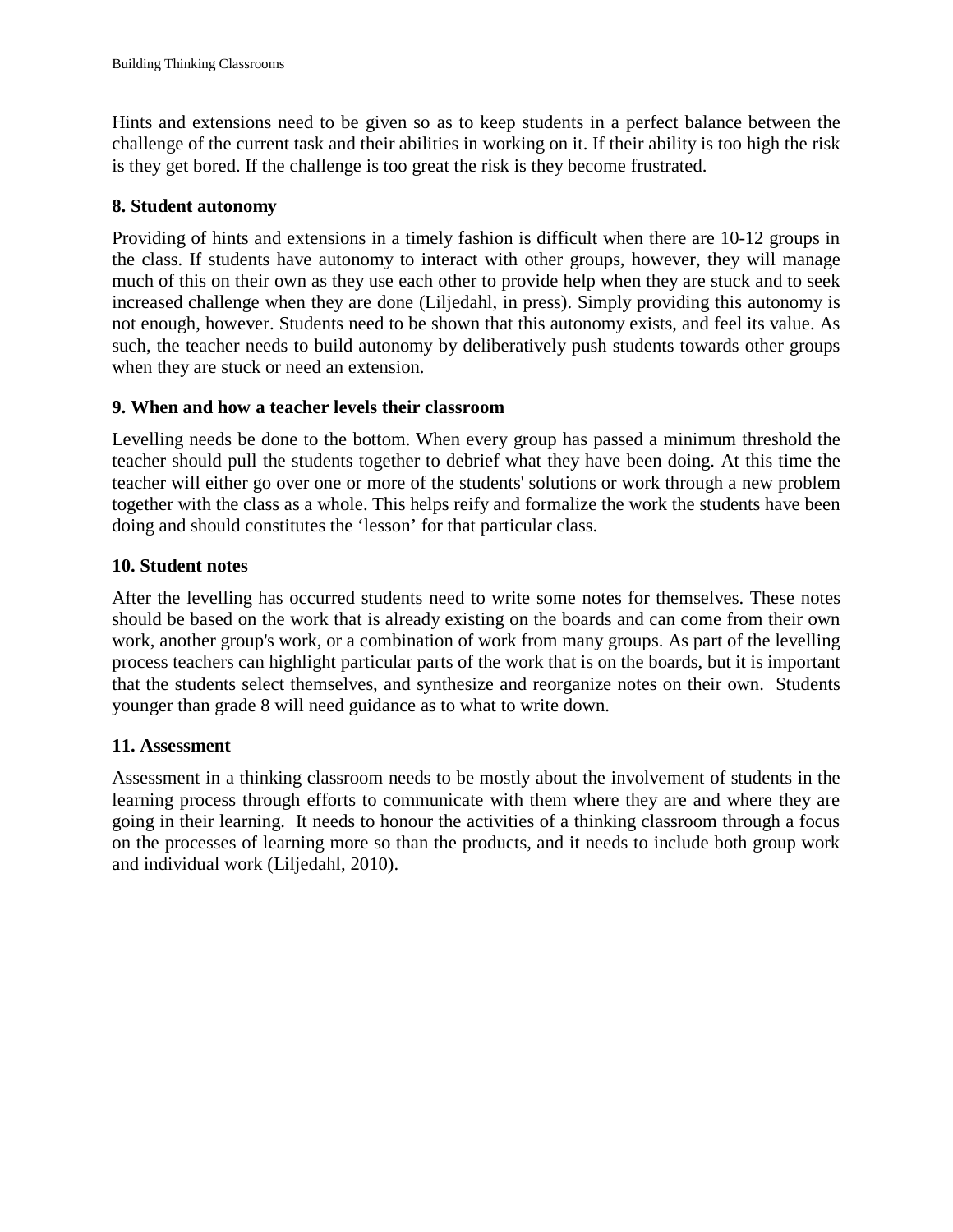Hints and extensions need to be given so as to keep students in a perfect balance between the challenge of the current task and their abilities in working on it. If their ability is too high the risk is they get bored. If the challenge is too great the risk is they become frustrated.

### 8. Student autonomy

Providing of hints and extensions in a timely fashion is difficult when there are 10-12 groups in the class. If students have autonomy to interact with other groups, however, they will manage much of this on their own as they use each other to provide help when they are stuck and to seek increased challenge when they are done (Liljedahl, in press). Simply providing this autonomy is not enough, however. Students need to be shown that this autonomy exists, and feel its value. As such, the teacher needs to build autonomy by deliberatively push students towards other groups when they are stuck or need an extension.

### 9. When and how a teacher levels their classroom

Levelling needs be done to the bottom. When every group has passed a minimum threshold the teacher should pull the students together to debrief what they have been doing. At this time the teacher will either go over one or more of the students' solutions or work through a new problem together with the class as a whole. This helps reify and formalize the work the students have been doing and should constitutes the 'lesson' for that particular class.

### 10. Student notes

After the levelling has occurred students need to write some notes for themselves. These notes should be based on the work that is already existing on the boards and can come from their own work, another group's work, or a combination of work from many groups. As part of the levelling process teachers can highlight particular parts of the work that is on the boards, but it is important that the students select themselves, and synthesize and reorganize notes on their own. Students younger than grade 8 will need guidance as to what to write down.

### 11. Assessment

Assessment in a thinking classroom needs to be mostly about the involvement of students in the learning process through efforts to communicate with them where they are and where they are going in their learning. It needs to honour the activities of a thinking classroom through a focus on the processes of learning more so than the products, and it needs to include both group work and individual work (Liljedahl, 2010).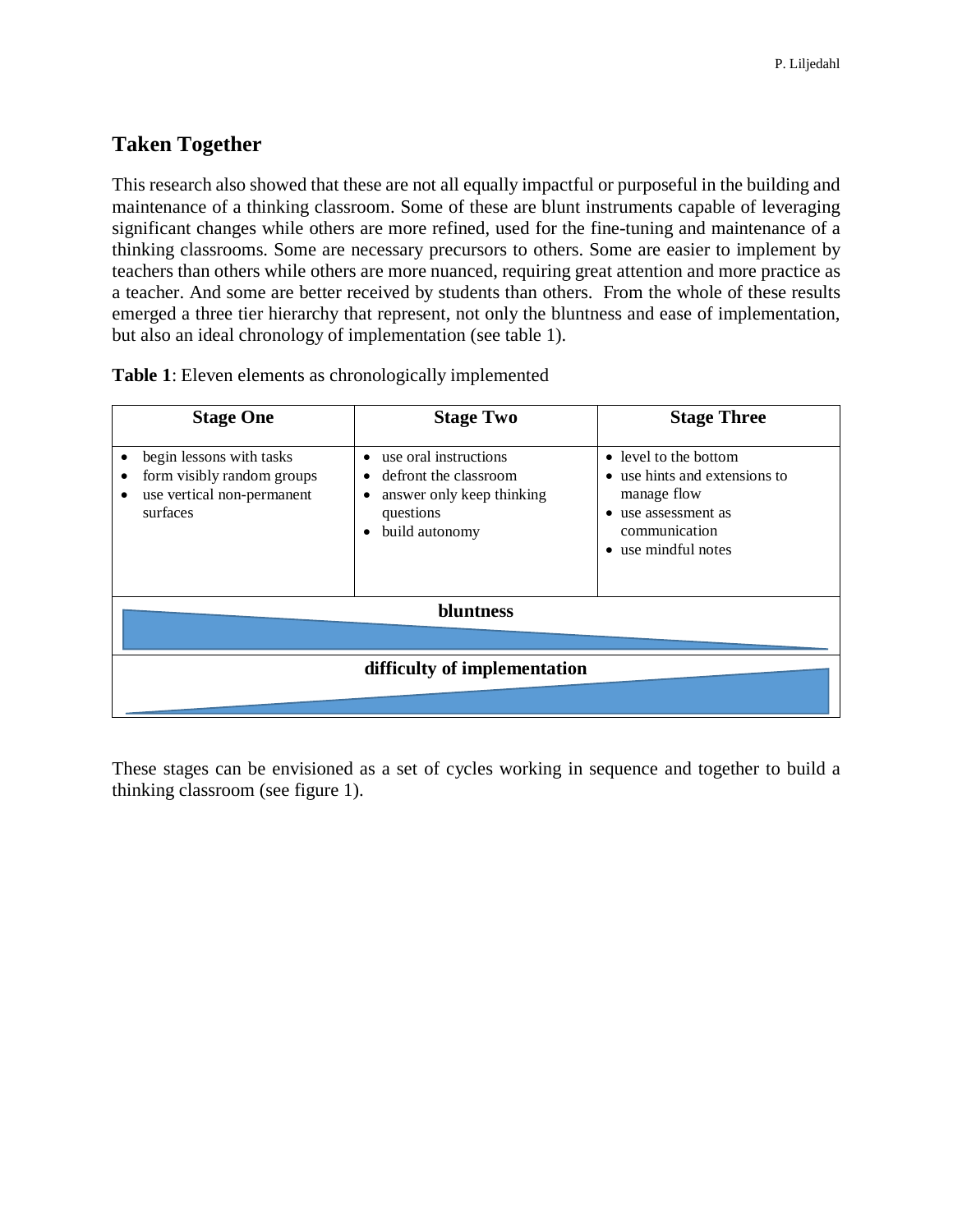## Taken Together

This research also showed that these are not all equally impactful or purposeful in the building and maintenance of a thinking classroom. Some of these are blunt instruments capable of leveraging significant changes while others are more refined, used for the fine-tuning and maintenance of a thinking classrooms. Some are necessary precursors to others. Some are easier to implement by teachers than others while others are more nuanced, requiring great attention and more practice as a teacher. And some are better received by students than others. From the whole of these results emerged a three tier hierarchy that represent, not only the bluntness and ease of implementation, but also an ideal chronology of implementation (see table 1).

**Table 1**: Eleven elements as chronologically implemented

| Stage One | Stage Two | Stage Three |
|---|---|---|
| • begin lessons with tasks<br>• form visibly random groups<br>• use vertical non-permanent surfaces | • use oral instructions<br>• defront the classroom<br>• answer only keep thinking questions<br>• build autonomy | • level to the bottom<br>• use hints and extensions to manage flow<br>• use assessment as communication<br>• use mindful notes |
| **bluntness** (decreasing from Stage One to Stage Three) | | |
| **difficulty of implementation** (increasing from Stage One to Stage Three) | | |

These stages can be envisioned as a set of cycles working in sequence and together to build a thinking classroom (see figure 1).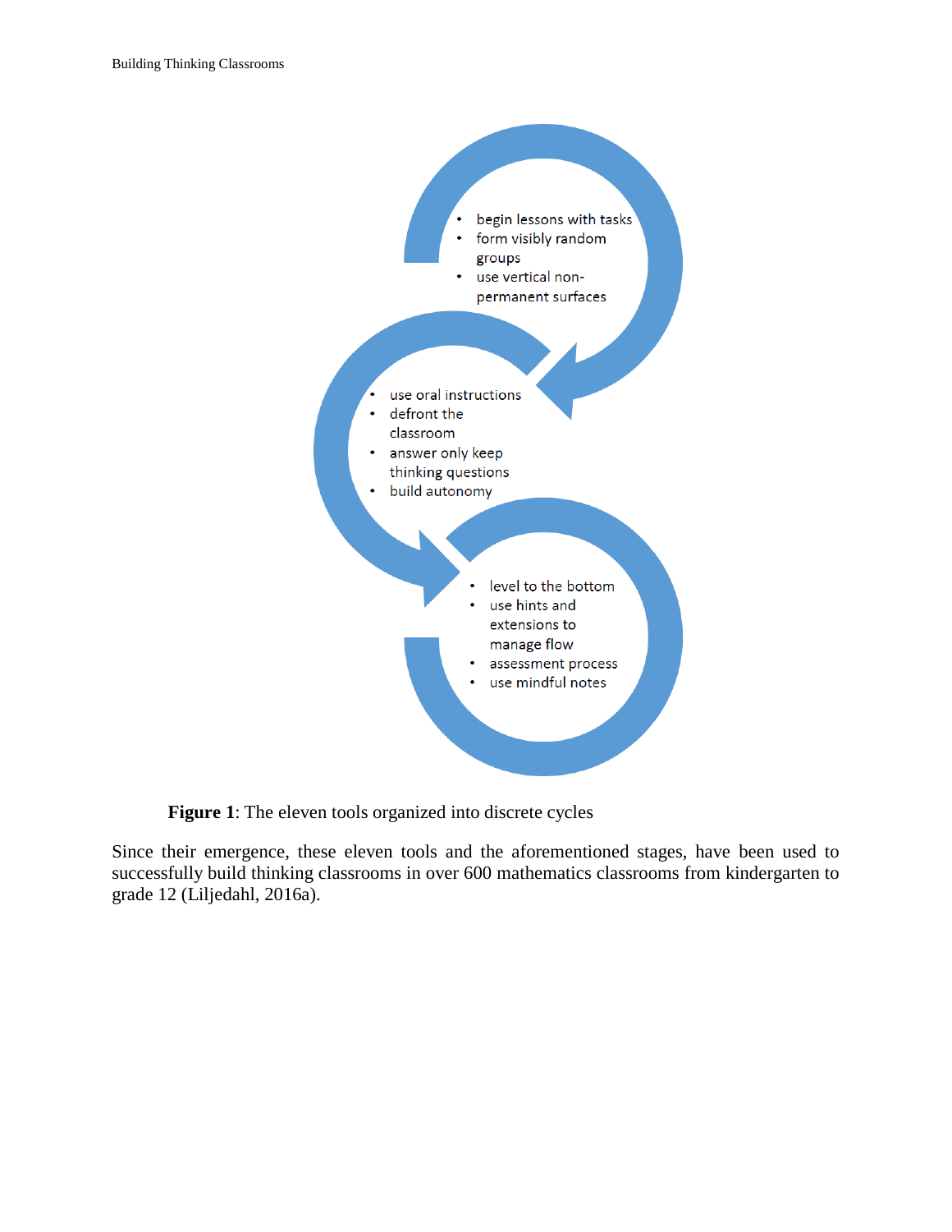- begin lessons with tasks
- form visibly random groups
- use vertical non-permanent surfaces

- use oral instructions
- defront the classroom
- answer only keep thinking questions
- build autonomy

- level to the bottom
- use hints and extensions to manage flow
- assessment process
- use mindful notes

**Figure 1**: The eleven tools organized into discrete cycles

Since their emergence, these eleven tools and the aforementioned stages, have been used to successfully build thinking classrooms in over 600 mathematics classrooms from kindergarten to grade 12 (Liljedahl, 2016a).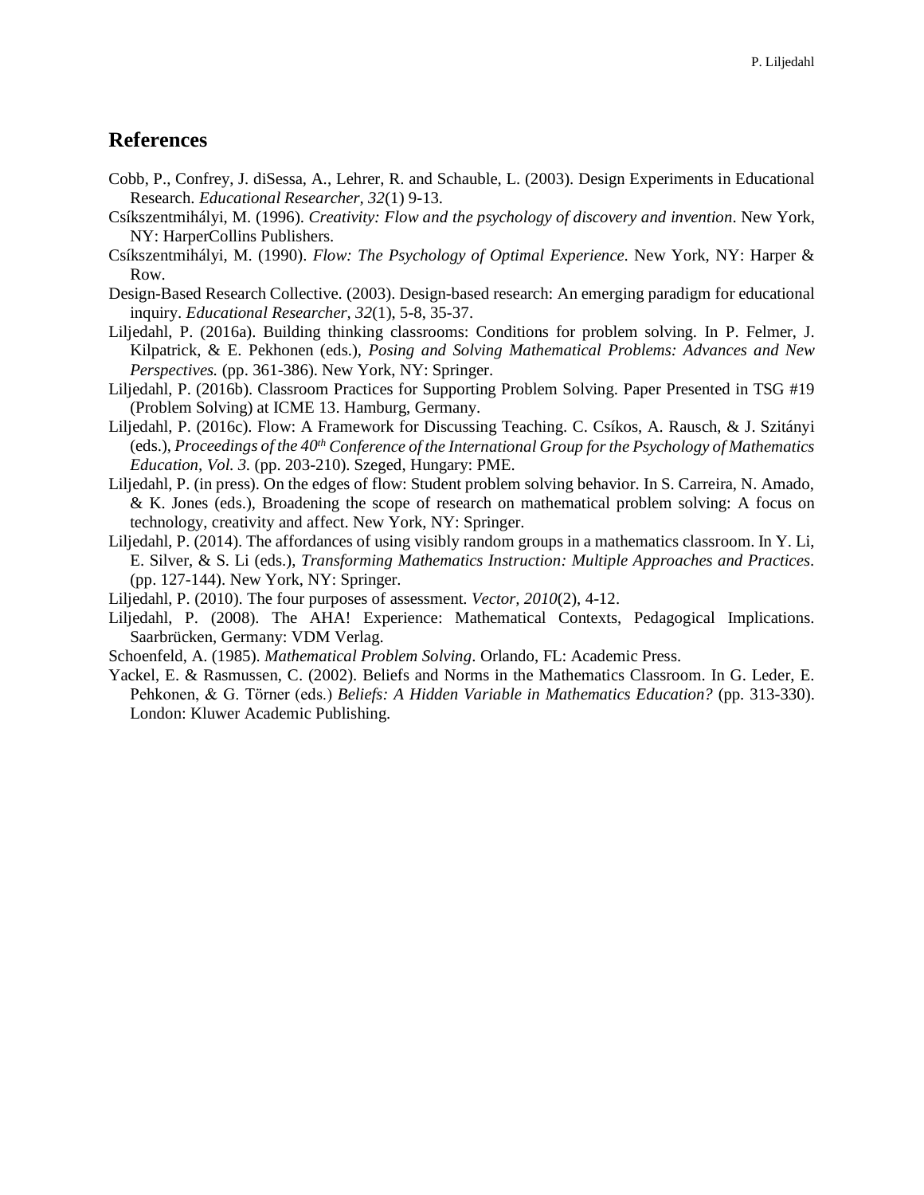## References

Cobb, P., Confrey, J. diSessa, A., Lehrer, R. and Schauble, L. (2003). Design Experiments in Educational Research. *Educational Researcher, 32*(1) 9-13.

Csíkszentmihályi, M. (1996). *Creativity: Flow and the psychology of discovery and invention*. New York, NY: HarperCollins Publishers.

Csíkszentmihályi, M. (1990). *Flow: The Psychology of Optimal Experience*. New York, NY: Harper & Row.

Design-Based Research Collective. (2003). Design-based research: An emerging paradigm for educational inquiry. *Educational Researcher, 32*(1), 5-8, 35-37.

Liljedahl, P. (2016a). Building thinking classrooms: Conditions for problem solving. In P. Felmer, J. Kilpatrick, & E. Pekhonen (eds.), *Posing and Solving Mathematical Problems: Advances and New Perspectives.* (pp. 361-386). New York, NY: Springer.

Liljedahl, P. (2016b). Classroom Practices for Supporting Problem Solving. Paper Presented in TSG #19 (Problem Solving) at ICME 13. Hamburg, Germany.

Liljedahl, P. (2016c). Flow: A Framework for Discussing Teaching. C. Csíkos, A. Rausch, & J. Szitányi (eds.), *Proceedings of the 40th Conference of the International Group for the Psychology of Mathematics Education, Vol. 3.* (pp. 203-210). Szeged, Hungary: PME.

Liljedahl, P. (in press). On the edges of flow: Student problem solving behavior. In S. Carreira, N. Amado, & K. Jones (eds.), Broadening the scope of research on mathematical problem solving: A focus on technology, creativity and affect. New York, NY: Springer.

Liljedahl, P. (2014). The affordances of using visibly random groups in a mathematics classroom. In Y. Li, E. Silver, & S. Li (eds.), *Transforming Mathematics Instruction: Multiple Approaches and Practices*. (pp. 127-144). New York, NY: Springer.

Liljedahl, P. (2010). The four purposes of assessment. *Vector, 2010*(2), 4-12.

Liljedahl, P. (2008). The AHA! Experience: Mathematical Contexts, Pedagogical Implications. Saarbrücken, Germany: VDM Verlag.

Schoenfeld, A. (1985). *Mathematical Problem Solving*. Orlando, FL: Academic Press.

Yackel, E. & Rasmussen, C. (2002). Beliefs and Norms in the Mathematics Classroom. In G. Leder, E. Pehkonen, & G. Törner (eds.) *Beliefs: A Hidden Variable in Mathematics Education?* (pp. 313-330). London: Kluwer Academic Publishing.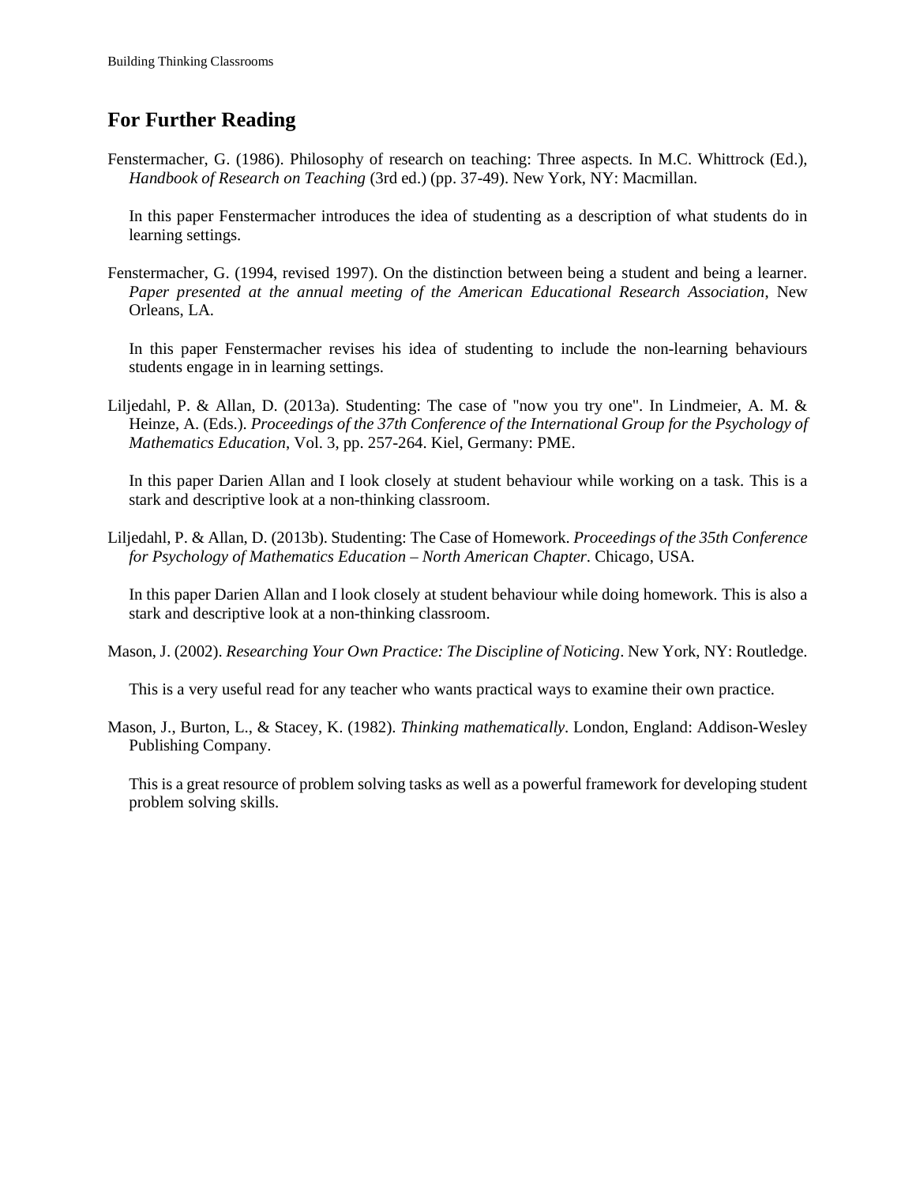## For Further Reading

Fenstermacher, G. (1986). Philosophy of research on teaching: Three aspects. In M.C. Whittrock (Ed.), *Handbook of Research on Teaching* (3rd ed.) (pp. 37-49). New York, NY: Macmillan.

In this paper Fenstermacher introduces the idea of studenting as a description of what students do in learning settings.

Fenstermacher, G. (1994, revised 1997). On the distinction between being a student and being a learner. *Paper presented at the annual meeting of the American Educational Research Association*, New Orleans, LA.

In this paper Fenstermacher revises his idea of studenting to include the non-learning behaviours students engage in in learning settings.

Liljedahl, P. & Allan, D. (2013a). Studenting: The case of "now you try one". In Lindmeier, A. M. & Heinze, A. (Eds.). *Proceedings of the 37th Conference of the International Group for the Psychology of Mathematics Education*, Vol. 3, pp. 257-264. Kiel, Germany: PME.

In this paper Darien Allan and I look closely at student behaviour while working on a task. This is a stark and descriptive look at a non-thinking classroom.

Liljedahl, P. & Allan, D. (2013b). Studenting: The Case of Homework. *Proceedings of the 35th Conference for Psychology of Mathematics Education – North American Chapter*. Chicago, USA.

In this paper Darien Allan and I look closely at student behaviour while doing homework. This is also a stark and descriptive look at a non-thinking classroom.

Mason, J. (2002). *Researching Your Own Practice: The Discipline of Noticing*. New York, NY: Routledge.

This is a very useful read for any teacher who wants practical ways to examine their own practice.

Mason, J., Burton, L., & Stacey, K. (1982). *Thinking mathematically*. London, England: Addison-Wesley Publishing Company.

This is a great resource of problem solving tasks as well as a powerful framework for developing student problem solving skills.